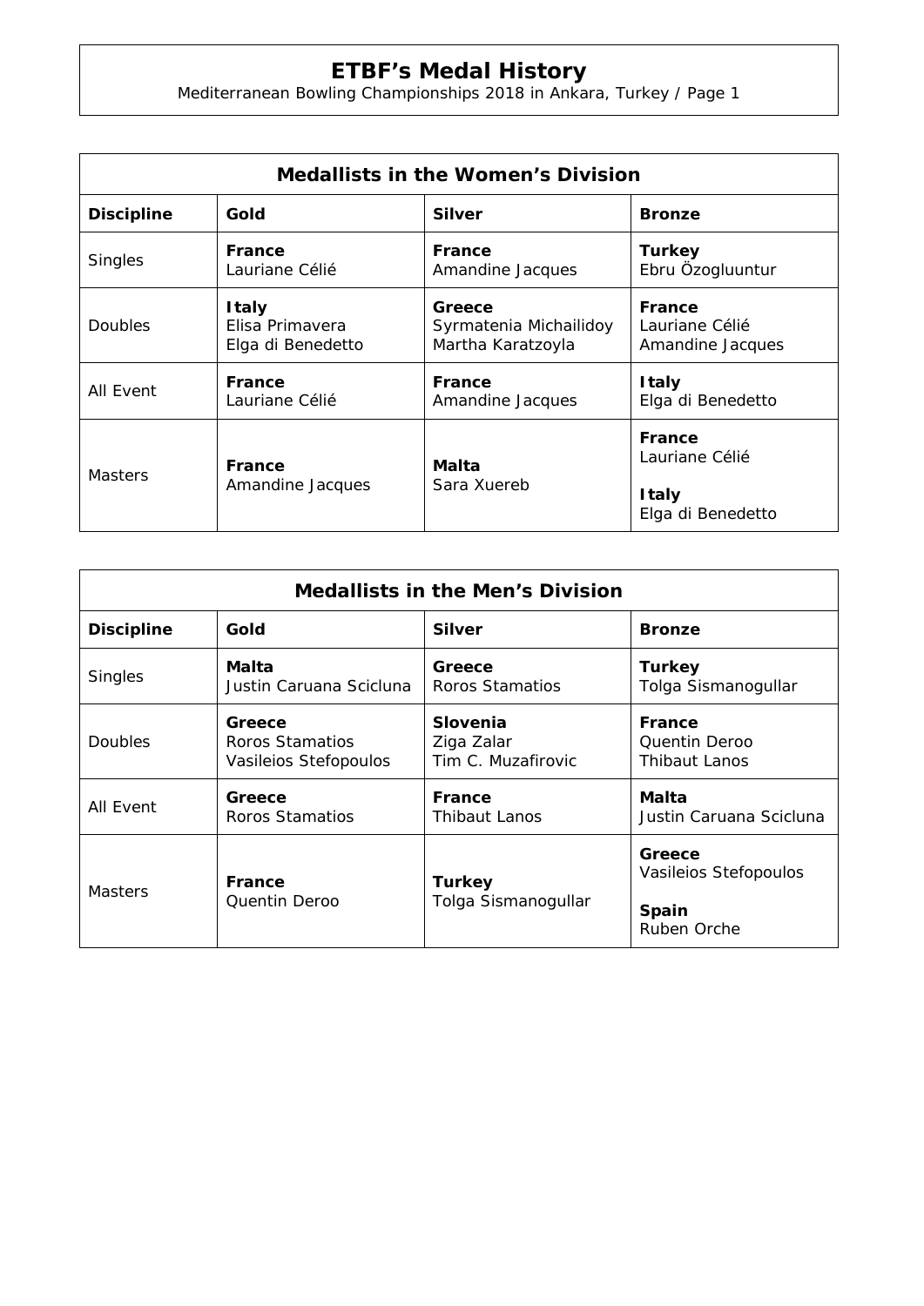# ETBF's Medal History

Mediterranean Bowling Championships 2018 in Ankara, Turkey / Page 1

| Medallists in the Women's Division | | | |
|---|---|---|---|
| **Discipline** | **Gold** | **Silver** | **Bronze** |
| Singles | **France**<br>Lauriane Célié | **France**<br>Amandine Jacques | **Turkey**<br>Ebru Özogluuntur |
| Doubles | **Italy**<br>Elisa Primavera<br>Elga di Benedetto | **Greece**<br>Syrmatenia Michailidoy<br>Martha Karatzoyla | **France**<br>Lauriane Célié<br>Amandine Jacques |
| All Event | **France**<br>Lauriane Célié | **France**<br>Amandine Jacques | **Italy**<br>Elga di Benedetto |
| Masters | **France**<br>Amandine Jacques | **Malta**<br>Sara Xuereb | **France**<br>Lauriane Célié<br>**Italy**<br>Elga di Benedetto |

| Medallists in the Men's Division | | | |
|---|---|---|---|
| **Discipline** | **Gold** | **Silver** | **Bronze** |
| Singles | **Malta**<br>Justin Caruana Scicluna | **Greece**<br>Roros Stamatios | **Turkey**<br>Tolga Sismanogullar |
| Doubles | **Greece**<br>Roros Stamatios<br>Vasileios Stefopoulos | **Slovenia**<br>Ziga Zalar<br>Tim C. Muzafirovic | **France**<br>Quentin Deroo<br>Thibaut Lanos |
| All Event | **Greece**<br>Roros Stamatios | **France**<br>Thibaut Lanos | **Malta**<br>Justin Caruana Scicluna |
| Masters | **France**<br>Quentin Deroo | **Turkey**<br>Tolga Sismanogullar | **Greece**<br>Vasileios Stefopoulos<br>**Spain**<br>Ruben Orche |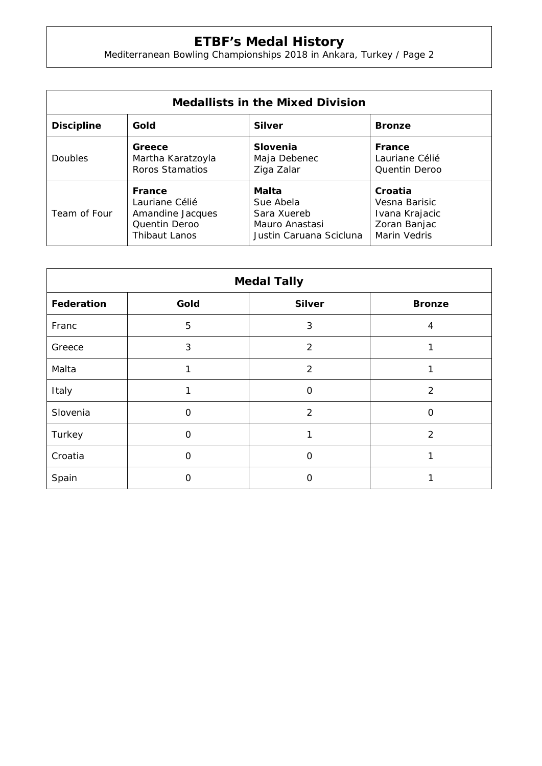# ETBF's Medal History

Mediterranean Bowling Championships 2018 in Ankara, Turkey / Page 2

| Medallists in the Mixed Division | | | |
|---|---|---|---|
| **Discipline** | **Gold** | **Silver** | **Bronze** |
| Doubles | **Greece**<br>Martha Karatzoyla<br>Roros Stamatios | **Slovenia**<br>Maja Debenec<br>Ziga Zalar | **France**<br>Lauriane Célié<br>Quentin Deroo |
| Team of Four | **France**<br>Lauriane Célié<br>Amandine Jacques<br>Quentin Deroo<br>Thibaut Lanos | **Malta**<br>Sue Abela<br>Sara Xuereb<br>Mauro Anastasi<br>Justin Caruana Scicluna | **Croatia**<br>Vesna Barisic<br>Ivana Krajacic<br>Zoran Banjac<br>Marin Vedris |

| Medal Tally | | | |
|---|---|---|---|
| **Federation** | **Gold** | **Silver** | **Bronze** |
| Franc | 5 | 3 | 4 |
| Greece | 3 | 2 | 1 |
| Malta | 1 | 2 | 1 |
| Italy | 1 | 0 | 2 |
| Slovenia | 0 | 2 | 0 |
| Turkey | 0 | 1 | 2 |
| Croatia | 0 | 0 | 1 |
| Spain | 0 | 0 | 1 |